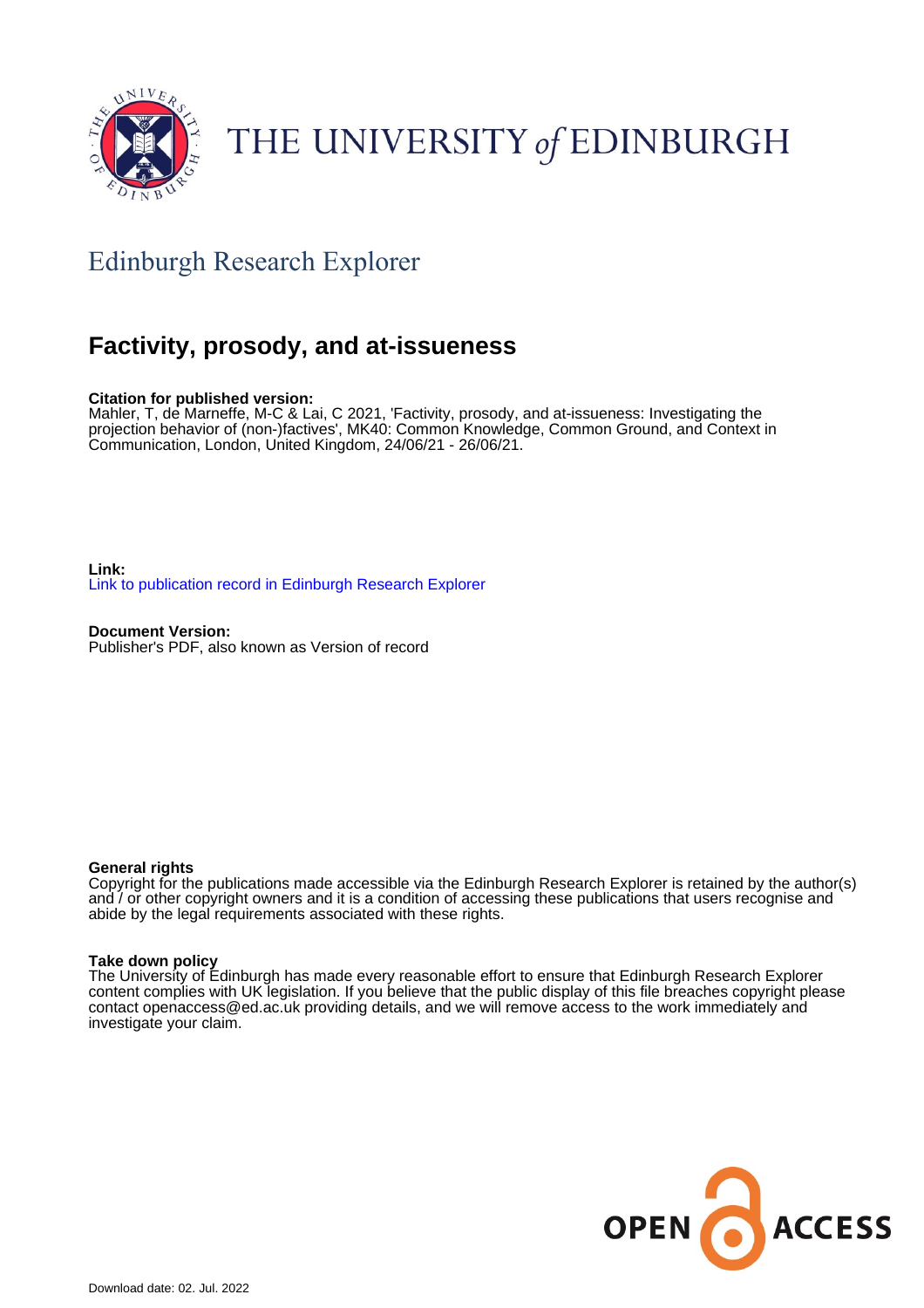THE UNIVERSITY *of* EDINBURGH

## Edinburgh Research Explorer

# Factivity, prosody, and at-issueness

**Citation for published version:**
Mahler, T, de Marneffe, M-C & Lai, C 2021, 'Factivity, prosody, and at-issueness: Investigating the projection behavior of (non-)factives', MK40: Common Knowledge, Common Ground, and Context in Communication, London, United Kingdom, 24/06/21 - 26/06/21.

**Link:**
Link to publication record in Edinburgh Research Explorer

**Document Version:**
Publisher's PDF, also known as Version of record

**General rights**
Copyright for the publications made accessible via the Edinburgh Research Explorer is retained by the author(s) and / or other copyright owners and it is a condition of accessing these publications that users recognise and abide by the legal requirements associated with these rights.

**Take down policy**
The University of Edinburgh has made every reasonable effort to ensure that Edinburgh Research Explorer content complies with UK legislation. If you believe that the public display of this file breaches copyright please contact openaccess@ed.ac.uk providing details, and we will remove access to the work immediately and investigate your claim.

Download date: 02. Jul. 2022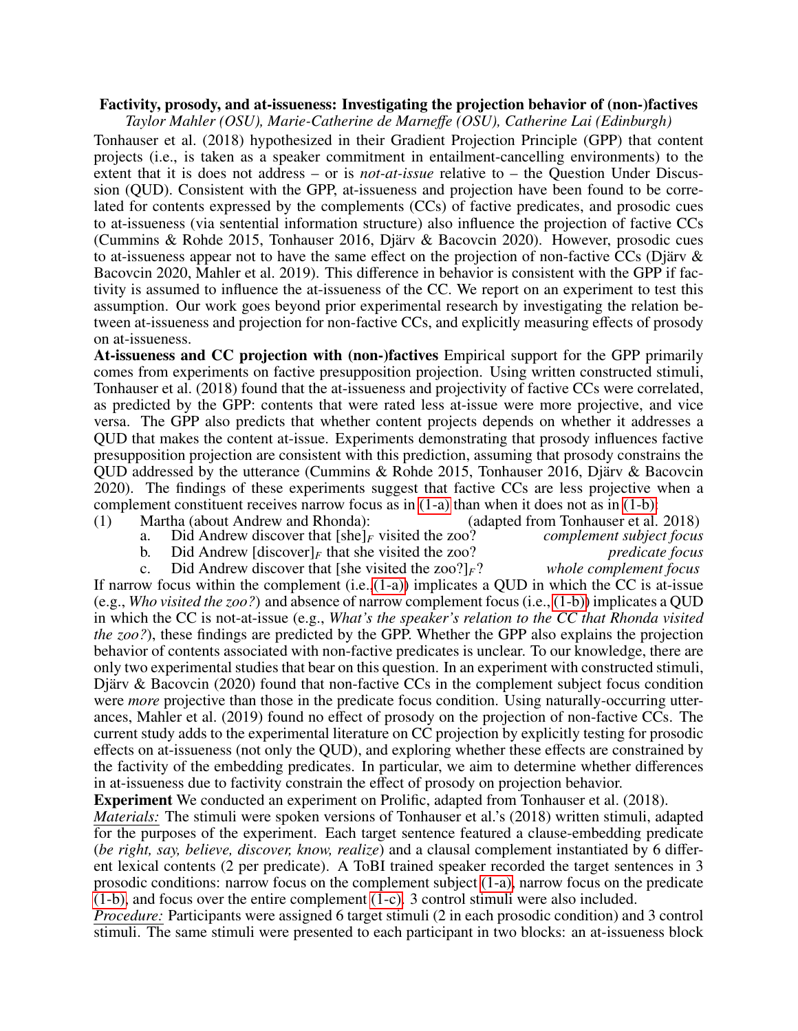**Factivity, prosody, and at-issueness: Investigating the projection behavior of (non-)factives**

*Taylor Mahler (OSU), Marie-Catherine de Marneffe (OSU), Catherine Lai (Edinburgh)*

Tonhauser et al. (2018) hypothesized in their Gradient Projection Principle (GPP) that content projects (i.e., is taken as a speaker commitment in entailment-cancelling environments) to the extent that it is does not address – or is *not-at-issue* relative to – the Question Under Discussion (QUD). Consistent with the GPP, at-issueness and projection have been found to be correlated for contents expressed by the complements (CCs) of factive predicates, and prosodic cues to at-issueness (via sentential information structure) also influence the projection of factive CCs (Cummins & Rohde 2015, Tonhauser 2016, Djärv & Bacovcin 2020). However, prosodic cues to at-issueness appear not to have the same effect on the projection of non-factive CCs (Djärv & Bacovcin 2020, Mahler et al. 2019). This difference in behavior is consistent with the GPP if factivity is assumed to influence the at-issueness of the CC. We report on an experiment to test this assumption. Our work goes beyond prior experimental research by investigating the relation between at-issueness and projection for non-factive CCs, and explicitly measuring effects of prosody on at-issueness.

**At-issueness and CC projection with (non-)factives** Empirical support for the GPP primarily comes from experiments on factive presupposition projection. Using written constructed stimuli, Tonhauser et al. (2018) found that the at-issueness and projectivity of factive CCs were correlated, as predicted by the GPP: contents that were rated less at-issue were more projective, and vice versa. The GPP also predicts that whether content projects depends on whether it addresses a QUD that makes the content at-issue. Experiments demonstrating that prosody influences factive presupposition projection are consistent with this prediction, assuming that prosody constrains the QUD addressed by the utterance (Cummins & Rohde 2015, Tonhauser 2016, Djärv & Bacovcin 2020). The findings of these experiments suggest that factive CCs are less projective when a complement constituent receives narrow focus as in (1-a) than when it does not as in (1-b):

(1) Martha (about Andrew and Rhonda): (adapted from Tonhauser et al. 2018)
  a. Did Andrew discover that $[\text{she}]_F$ visited the zoo? *complement subject focus*
  b. Did Andrew $[\text{discover}]_F$ that she visited the zoo? *predicate focus*
  c. Did Andrew discover that $[\text{she visited the zoo?}]_F$? *whole complement focus*

If narrow focus within the complement (i.e., (1-a)) implicates a QUD in which the CC is at-issue (e.g., *Who visited the zoo?*) and absence of narrow complement focus (i.e., (1-b)) implicates a QUD in which the CC is not-at-issue (e.g., *What's the speaker's relation to the CC that Rhonda visited the zoo?*), these findings are predicted by the GPP. Whether the GPP also explains the projection behavior of contents associated with non-factive predicates is unclear. To our knowledge, there are only two experimental studies that bear on this question. In an experiment with constructed stimuli, Djärv & Bacovcin (2020) found that non-factive CCs in the complement subject focus condition were *more* projective than those in the predicate focus condition. Using naturally-occurring utterances, Mahler et al. (2019) found no effect of prosody on the projection of non-factive CCs. The current study adds to the experimental literature on CC projection by explicitly testing for prosodic effects on at-issueness (not only the QUD), and exploring whether these effects are constrained by the factivity of the embedding predicates. In particular, we aim to determine whether differences in at-issueness due to factivity constrain the effect of prosody on projection behavior.

**Experiment** We conducted an experiment on Prolific, adapted from Tonhauser et al. (2018).

*Materials:* The stimuli were spoken versions of Tonhauser et al.'s (2018) written stimuli, adapted for the purposes of the experiment. Each target sentence featured a clause-embedding predicate (*be right, say, believe, discover, know, realize*) and a clausal complement instantiated by 6 different lexical contents (2 per predicate). A ToBI trained speaker recorded the target sentences in 3 prosodic conditions: narrow focus on the complement subject (1-a), narrow focus on the predicate (1-b), and focus over the entire complement (1-c). 3 control stimuli were also included.

*Procedure:* Participants were assigned 6 target stimuli (2 in each prosodic condition) and 3 control stimuli. The same stimuli were presented to each participant in two blocks: an at-issueness block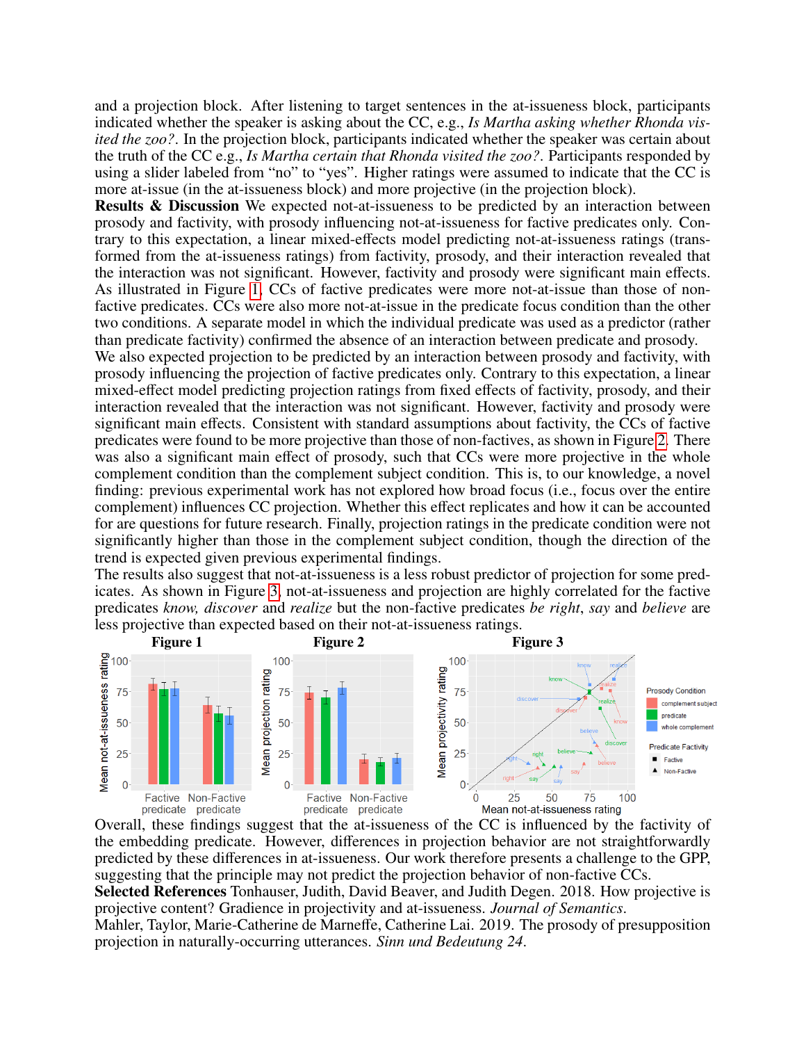and a projection block. After listening to target sentences in the at-issueness block, participants indicated whether the speaker is asking about the CC, e.g., *Is Martha asking whether Rhonda visited the zoo?*. In the projection block, participants indicated whether the speaker was certain about the truth of the CC e.g., *Is Martha certain that Rhonda visited the zoo?*. Participants responded by using a slider labeled from "no" to "yes". Higher ratings were assumed to indicate that the CC is more at-issue (in the at-issueness block) and more projective (in the projection block).

**Results & Discussion** We expected not-at-issueness to be predicted by an interaction between prosody and factivity, with prosody influencing not-at-issueness for factive predicates only. Contrary to this expectation, a linear mixed-effects model predicting not-at-issueness ratings (transformed from the at-issueness ratings) from factivity, prosody, and their interaction revealed that the interaction was not significant. However, factivity and prosody were significant main effects. As illustrated in Figure 1, CCs of factive predicates were more not-at-issue than those of non-factive predicates. CCs were also more not-at-issue in the predicate focus condition than the other two conditions. A separate model in which the individual predicate was used as a predictor (rather than predicate factivity) confirmed the absence of an interaction between predicate and prosody.

We also expected projection to be predicted by an interaction between prosody and factivity, with prosody influencing the projection of factive predicates only. Contrary to this expectation, a linear mixed-effect model predicting projection ratings from fixed effects of factivity, prosody, and their interaction revealed that the interaction was not significant. However, factivity and prosody were significant main effects. Consistent with standard assumptions about factivity, the CCs of factive predicates were found to be more projective than those of non-factives, as shown in Figure 2. There was also a significant main effect of prosody, such that CCs were more projective in the whole complement condition than the complement subject condition. This is, to our knowledge, a novel finding: previous experimental work has not explored how broad focus (i.e., focus over the entire complement) influences CC projection. Whether this effect replicates and how it can be accounted for are questions for future research. Finally, projection ratings in the predicate condition were not significantly higher than those in the complement subject condition, though the direction of the trend is expected given previous experimental findings.

The results also suggest that not-at-issueness is a less robust predictor of projection for some predicates. As shown in Figure 3, not-at-issueness and projection are highly correlated for the factive predicates *know, discover* and *realize* but the non-factive predicates *be right*, *say* and *believe* are less projective than expected based on their not-at-issueness ratings.

**Figure 1**

Mean not-at-issueness rating
0 25 50 75 100
Factive predicate
Non-Factive predicate

**Figure 2**

Mean projection rating
0 25 50 75 100
Factive predicate
Non-Factive predicate

**Figure 3**

Mean projectivity rating
0 25 50 75 100
Mean not-at-issueness rating
0 25 50 75 100
know realize discover believe right say
Prosody Condition
complement subject
predicate
whole complement
Predicate Factivity
Factive
Non-Factive

Overall, these findings suggest that the at-issueness of the CC is influenced by the factivity of the embedding predicate. However, differences in projection behavior are not straightforwardly predicted by these differences in at-issueness. Our work therefore presents a challenge to the GPP, suggesting that the principle may not predict the projection behavior of non-factive CCs.

**Selected References** Tonhauser, Judith, David Beaver, and Judith Degen. 2018. How projective is projective content? Gradience in projectivity and at-issueness. *Journal of Semantics*.

Mahler, Taylor, Marie-Catherine de Marneffe, Catherine Lai. 2019. The prosody of presupposition projection in naturally-occurring utterances. *Sinn und Bedeutung 24*.